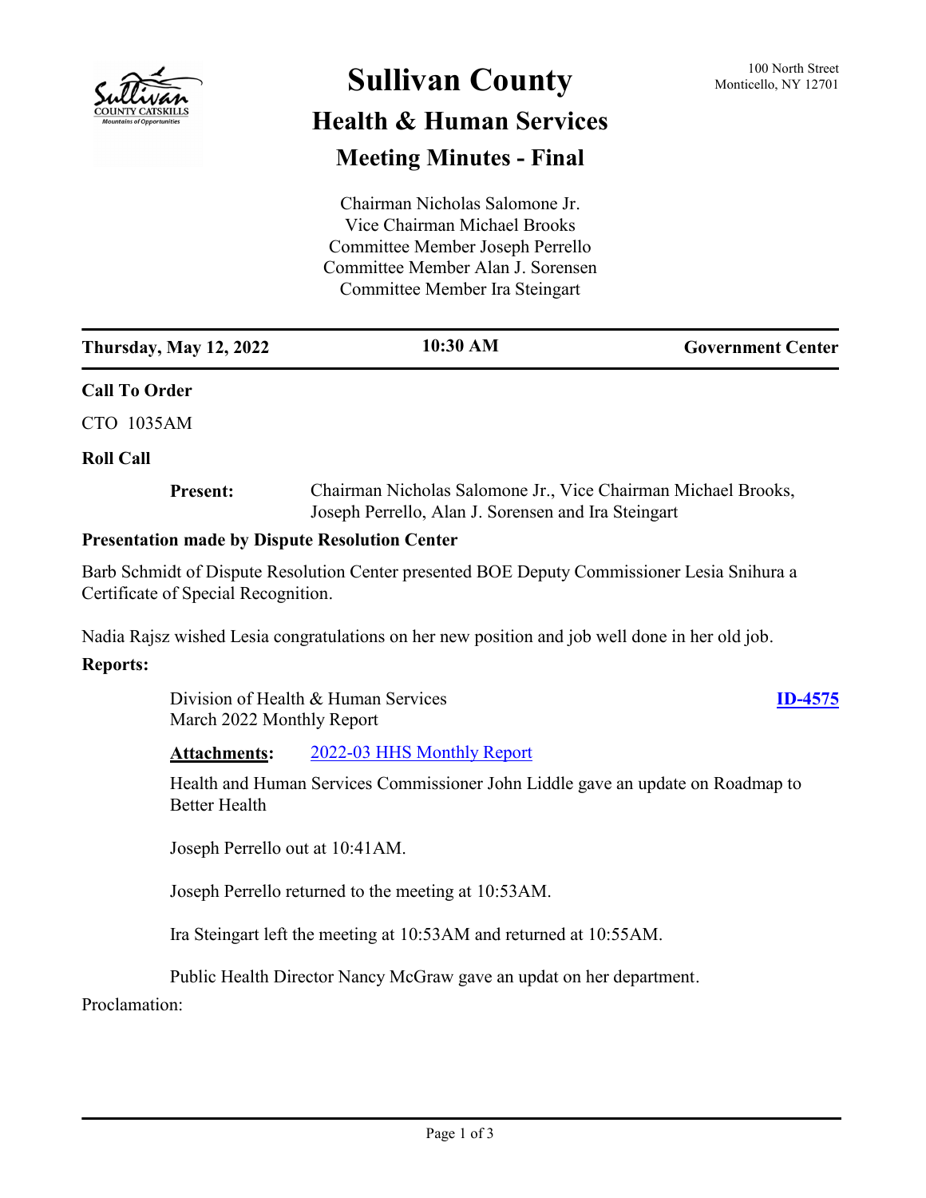# Sullivan County

## Health & Human Services

## Meeting Minutes - Final

100 North Street
Monticello, NY 12701

Chairman Nicholas Salomone Jr.
Vice Chairman Michael Brooks
Committee Member Joseph Perrello
Committee Member Alan J. Sorensen
Committee Member Ira Steingart

| Thursday, May 12, 2022 | 10:30 AM | Government Center |
|---|---|---|

**Call To Order**

CTO 1035AM

**Roll Call**

**Present:** Chairman Nicholas Salomone Jr., Vice Chairman Michael Brooks, Joseph Perrello, Alan J. Sorensen and Ira Steingart

**Presentation made by Dispute Resolution Center**

Barb Schmidt of Dispute Resolution Center presented BOE Deputy Commissioner Lesia Snihura a Certificate of Special Recognition.

Nadia Rajsz wished Lesia congratulations on her new position and job well done in her old job.

**Reports:**

Division of Health & Human Services
March 2022 Monthly Report **ID-4575**

**Attachments:** 2022-03 HHS Monthly Report

Health and Human Services Commissioner John Liddle gave an update on Roadmap to Better Health

Joseph Perrello out at 10:41AM.

Joseph Perrello returned to the meeting at 10:53AM.

Ira Steingart left the meeting at 10:53AM and returned at 10:55AM.

Public Health Director Nancy McGraw gave an updat on her department.

Proclamation: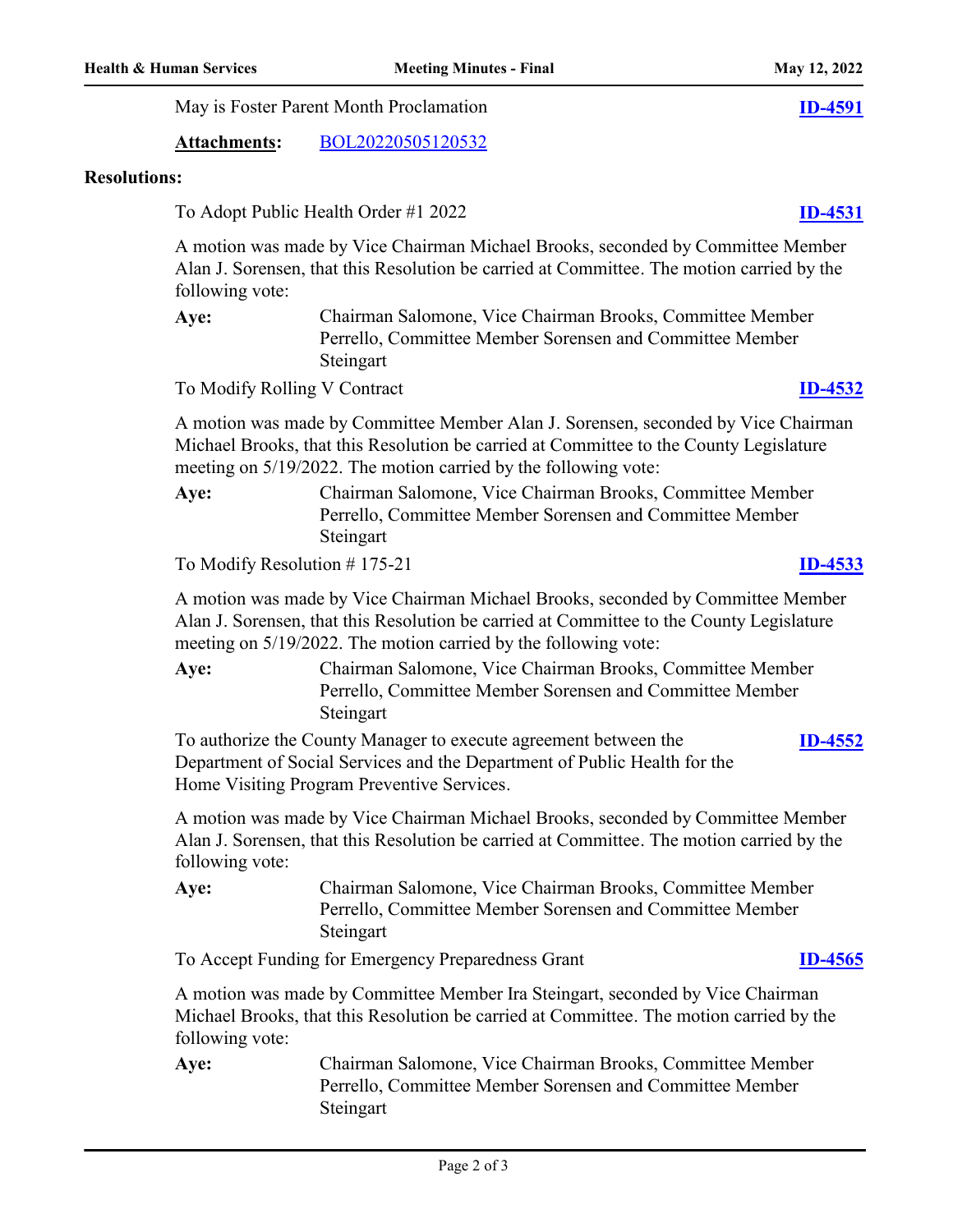May is Foster Parent Month Proclamation **ID-4591**

**Attachments:** BOL20220505120532

**Resolutions:**

To Adopt Public Health Order #1 2022 **ID-4531**

A motion was made by Vice Chairman Michael Brooks, seconded by Committee Member Alan J. Sorensen, that this Resolution be carried at Committee. The motion carried by the following vote:

**Aye:** Chairman Salomone, Vice Chairman Brooks, Committee Member Perrello, Committee Member Sorensen and Committee Member Steingart

To Modify Rolling V Contract **ID-4532**

A motion was made by Committee Member Alan J. Sorensen, seconded by Vice Chairman Michael Brooks, that this Resolution be carried at Committee to the County Legislature meeting on 5/19/2022. The motion carried by the following vote:

**Aye:** Chairman Salomone, Vice Chairman Brooks, Committee Member Perrello, Committee Member Sorensen and Committee Member Steingart

To Modify Resolution # 175-21 **ID-4533**

A motion was made by Vice Chairman Michael Brooks, seconded by Committee Member Alan J. Sorensen, that this Resolution be carried at Committee to the County Legislature meeting on 5/19/2022. The motion carried by the following vote:

**Aye:** Chairman Salomone, Vice Chairman Brooks, Committee Member Perrello, Committee Member Sorensen and Committee Member Steingart

To authorize the County Manager to execute agreement between the Department of Social Services and the Department of Public Health for the Home Visiting Program Preventive Services. **ID-4552**

A motion was made by Vice Chairman Michael Brooks, seconded by Committee Member Alan J. Sorensen, that this Resolution be carried at Committee. The motion carried by the following vote:

**Aye:** Chairman Salomone, Vice Chairman Brooks, Committee Member Perrello, Committee Member Sorensen and Committee Member Steingart

To Accept Funding for Emergency Preparedness Grant **ID-4565**

A motion was made by Committee Member Ira Steingart, seconded by Vice Chairman Michael Brooks, that this Resolution be carried at Committee. The motion carried by the following vote:

**Aye:** Chairman Salomone, Vice Chairman Brooks, Committee Member Perrello, Committee Member Sorensen and Committee Member Steingart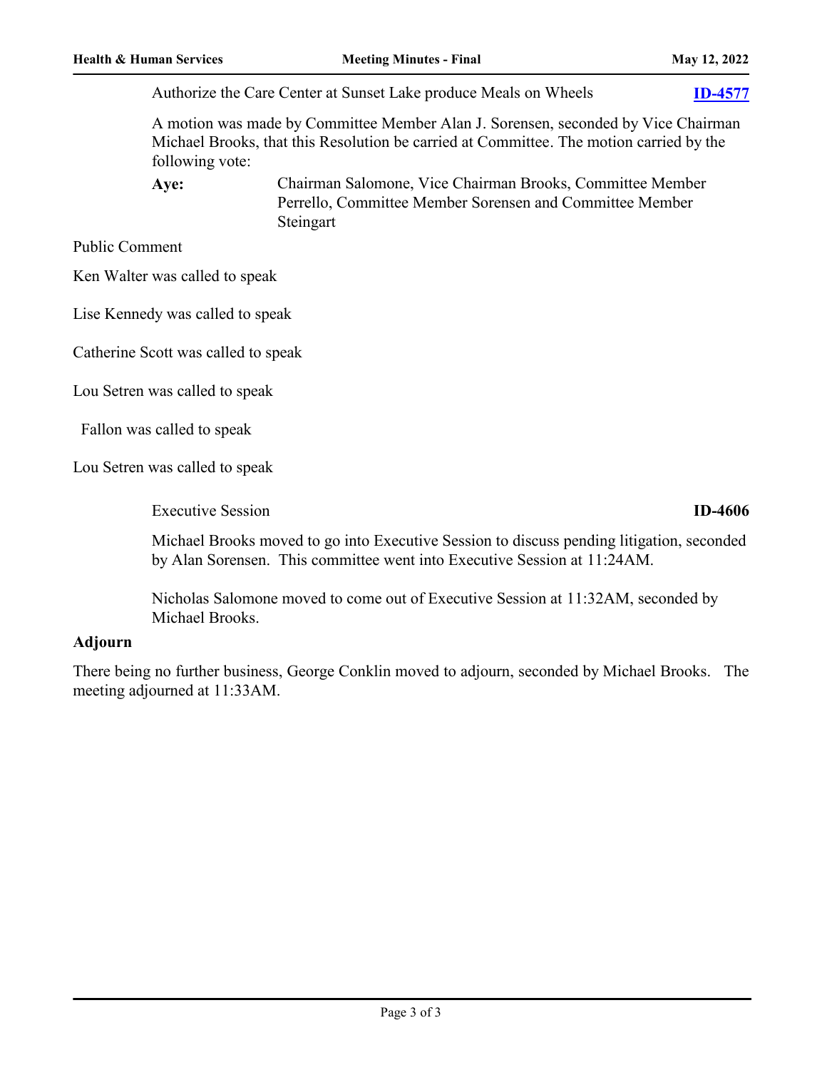Authorize the Care Center at Sunset Lake produce Meals on Wheels **ID-4577**

A motion was made by Committee Member Alan J. Sorensen, seconded by Vice Chairman Michael Brooks, that this Resolution be carried at Committee. The motion carried by the following vote:

**Aye:** Chairman Salomone, Vice Chairman Brooks, Committee Member Perrello, Committee Member Sorensen and Committee Member Steingart

Public Comment

Ken Walter was called to speak

Lise Kennedy was called to speak

Catherine Scott was called to speak

Lou Setren was called to speak

Fallon was called to speak

Lou Setren was called to speak

Executive Session **ID-4606**

Michael Brooks moved to go into Executive Session to discuss pending litigation, seconded by Alan Sorensen. This committee went into Executive Session at 11:24AM.

Nicholas Salomone moved to come out of Executive Session at 11:32AM, seconded by Michael Brooks.

**Adjourn**

There being no further business, George Conklin moved to adjourn, seconded by Michael Brooks. The meeting adjourned at 11:33AM.